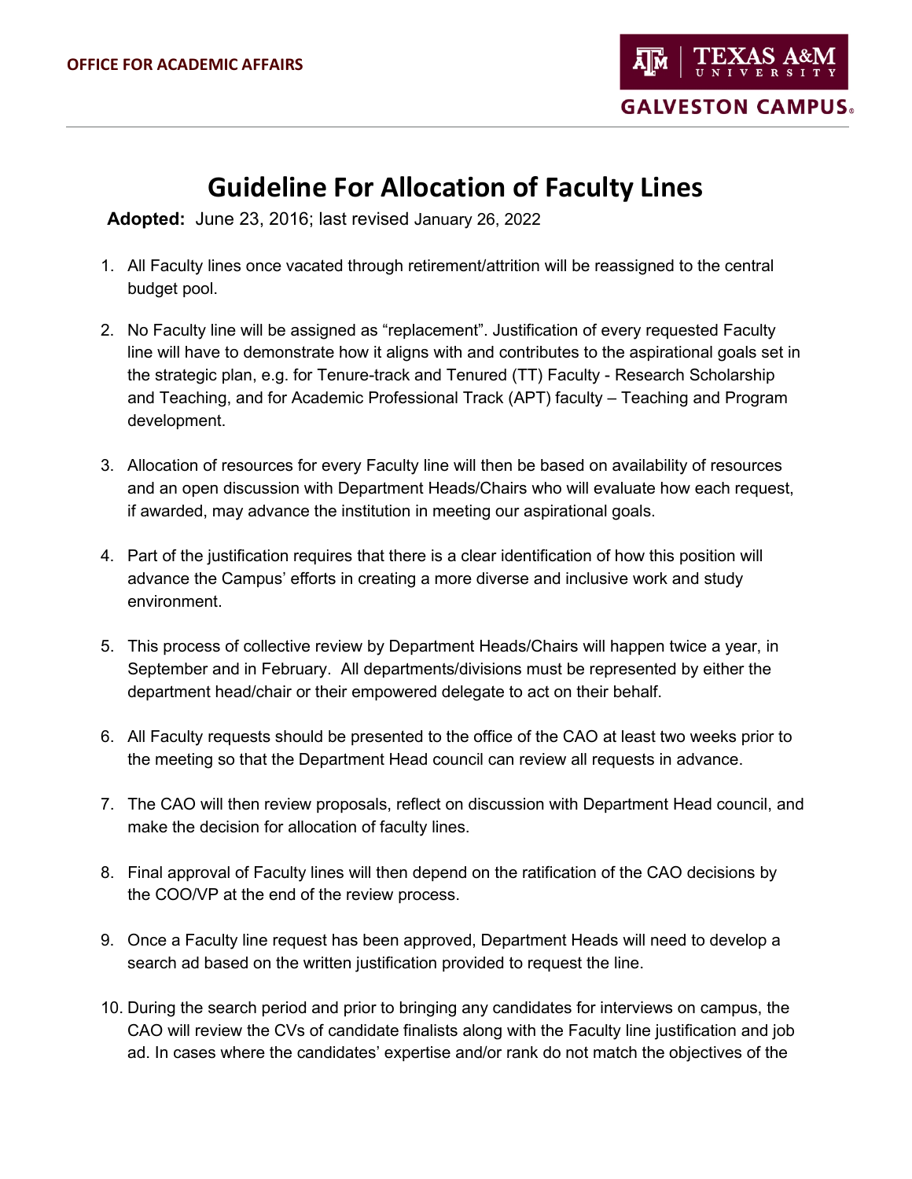**OFFICE FOR ACADEMIC AFFAIRS**

TEXAS A&M UNIVERSITY GALVESTON CAMPUS

# Guideline For Allocation of Faculty Lines

**Adopted:** June 23, 2016; last revised January 26, 2022

1. All Faculty lines once vacated through retirement/attrition will be reassigned to the central budget pool.

2. No Faculty line will be assigned as "replacement". Justification of every requested Faculty line will have to demonstrate how it aligns with and contributes to the aspirational goals set in the strategic plan, e.g. for Tenure-track and Tenured (TT) Faculty - Research Scholarship and Teaching, and for Academic Professional Track (APT) faculty – Teaching and Program development.

3. Allocation of resources for every Faculty line will then be based on availability of resources and an open discussion with Department Heads/Chairs who will evaluate how each request, if awarded, may advance the institution in meeting our aspirational goals.

4. Part of the justification requires that there is a clear identification of how this position will advance the Campus' efforts in creating a more diverse and inclusive work and study environment.

5. This process of collective review by Department Heads/Chairs will happen twice a year, in September and in February. All departments/divisions must be represented by either the department head/chair or their empowered delegate to act on their behalf.

6. All Faculty requests should be presented to the office of the CAO at least two weeks prior to the meeting so that the Department Head council can review all requests in advance.

7. The CAO will then review proposals, reflect on discussion with Department Head council, and make the decision for allocation of faculty lines.

8. Final approval of Faculty lines will then depend on the ratification of the CAO decisions by the COO/VP at the end of the review process.

9. Once a Faculty line request has been approved, Department Heads will need to develop a search ad based on the written justification provided to request the line.

10. During the search period and prior to bringing any candidates for interviews on campus, the CAO will review the CVs of candidate finalists along with the Faculty line justification and job ad. In cases where the candidates' expertise and/or rank do not match the objectives of the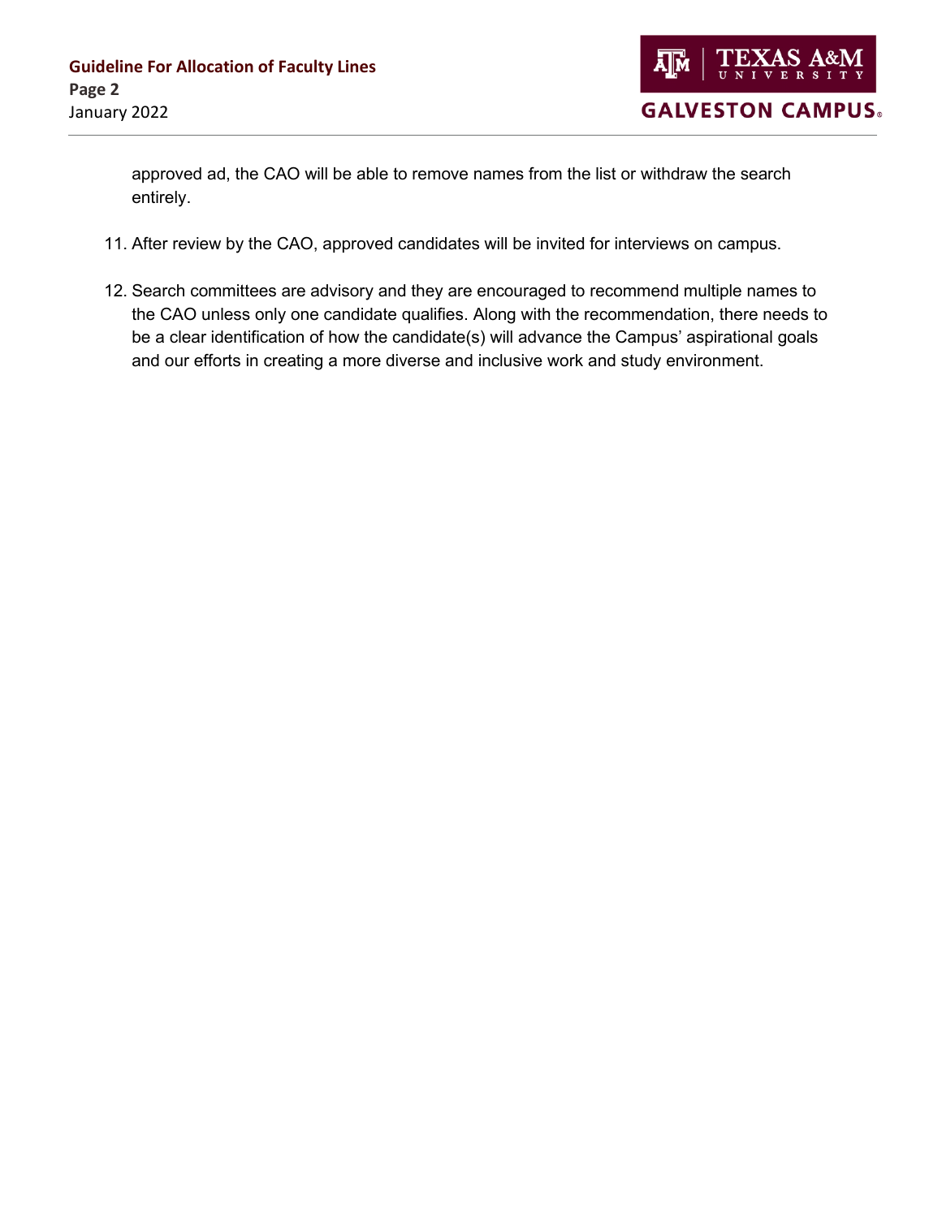approved ad, the CAO will be able to remove names from the list or withdraw the search entirely.

11. After review by the CAO, approved candidates will be invited for interviews on campus.

12. Search committees are advisory and they are encouraged to recommend multiple names to the CAO unless only one candidate qualifies. Along with the recommendation, there needs to be a clear identification of how the candidate(s) will advance the Campus' aspirational goals and our efforts in creating a more diverse and inclusive work and study environment.